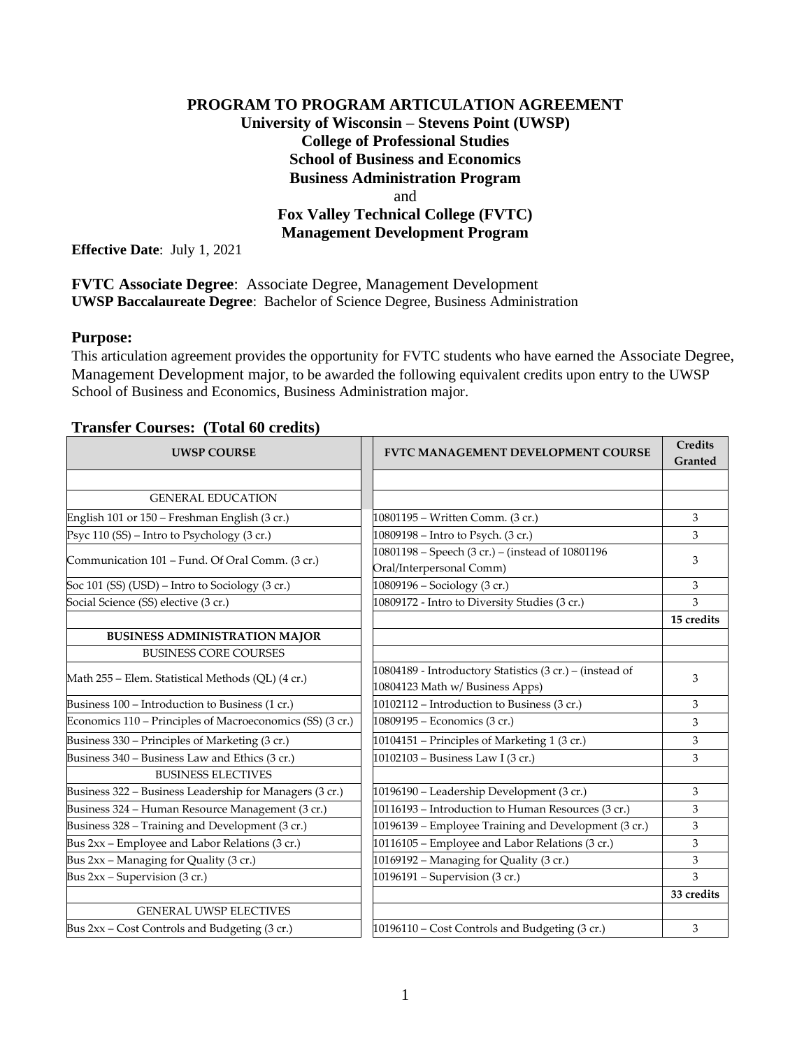# PROGRAM TO PROGRAM ARTICULATION AGREEMENT

**University of Wisconsin – Stevens Point (UWSP)**
**College of Professional Studies**
**School of Business and Economics**
**Business Administration Program**
and
**Fox Valley Technical College (FVTC)**
**Management Development Program**

**Effective Date**: July 1, 2021

**FVTC Associate Degree**: Associate Degree, Management Development
**UWSP Baccalaureate Degree**: Bachelor of Science Degree, Business Administration

### Purpose:

This articulation agreement provides the opportunity for FVTC students who have earned the Associate Degree, Management Development major, to be awarded the following equivalent credits upon entry to the UWSP School of Business and Economics, Business Administration major.

### Transfer Courses: (Total 60 credits)

| UWSP COURSE | FVTC MANAGEMENT DEVELOPMENT COURSE | Credits Granted |
|---|---|---|
| | | |
| GENERAL EDUCATION | | |
| English 101 or 150 – Freshman English (3 cr.) | 10801195 – Written Comm. (3 cr.) | 3 |
| Psyc 110 (SS) – Intro to Psychology (3 cr.) | 10809198 – Intro to Psych. (3 cr.) | 3 |
| Communication 101 – Fund. Of Oral Comm. (3 cr.) | 10801198 – Speech (3 cr.) – (instead of 10801196 Oral/Interpersonal Comm) | 3 |
| Soc 101 (SS) (USD) – Intro to Sociology (3 cr.) | 10809196 – Sociology (3 cr.) | 3 |
| Social Science (SS) elective (3 cr.) | 10809172 - Intro to Diversity Studies (3 cr.) | 3 |
| | | **15 credits** |
| **BUSINESS ADMINISTRATION MAJOR** | | |
| BUSINESS CORE COURSES | | |
| Math 255 – Elem. Statistical Methods (QL) (4 cr.) | 10804189 - Introductory Statistics (3 cr.) – (instead of 10804123 Math w/ Business Apps) | 3 |
| Business 100 – Introduction to Business (1 cr.) | 10102112 – Introduction to Business (3 cr.) | 3 |
| Economics 110 – Principles of Macroeconomics (SS) (3 cr.) | 10809195 – Economics (3 cr.) | 3 |
| Business 330 – Principles of Marketing (3 cr.) | 10104151 – Principles of Marketing 1 (3 cr.) | 3 |
| Business 340 – Business Law and Ethics (3 cr.) | 10102103 – Business Law I (3 cr.) | 3 |
| BUSINESS ELECTIVES | | |
| Business 322 – Business Leadership for Managers (3 cr.) | 10196190 – Leadership Development (3 cr.) | 3 |
| Business 324 – Human Resource Management (3 cr.) | 10116193 – Introduction to Human Resources (3 cr.) | 3 |
| Business 328 – Training and Development (3 cr.) | 10196139 – Employee Training and Development (3 cr.) | 3 |
| Bus 2xx – Employee and Labor Relations (3 cr.) | 10116105 – Employee and Labor Relations (3 cr.) | 3 |
| Bus 2xx – Managing for Quality (3 cr.) | 10169192 – Managing for Quality (3 cr.) | 3 |
| Bus 2xx – Supervision (3 cr.) | 10196191 – Supervision (3 cr.) | 3 |
| | | **33 credits** |
| GENERAL UWSP ELECTIVES | | |
| Bus 2xx – Cost Controls and Budgeting (3 cr.) | 10196110 – Cost Controls and Budgeting (3 cr.) | 3 |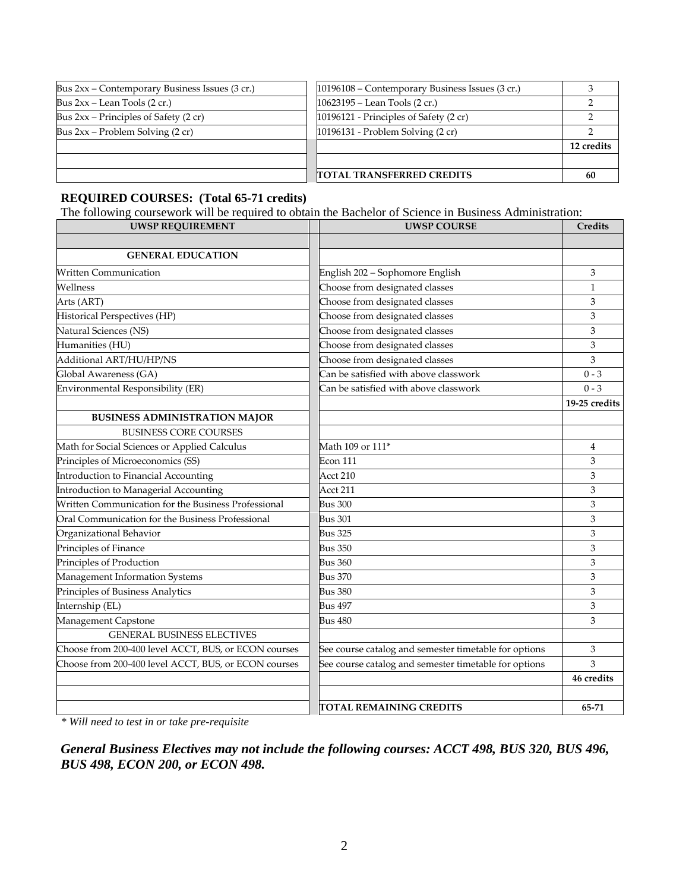| | | |
|---|---|---|
| Bus 2xx – Contemporary Business Issues (3 cr.) | 10196108 – Contemporary Business Issues (3 cr.) | 3 |
| Bus 2xx – Lean Tools (2 cr.) | 10623195 – Lean Tools (2 cr.) | 2 |
| Bus 2xx – Principles of Safety (2 cr) | 10196121 - Principles of Safety (2 cr) | 2 |
| Bus 2xx – Problem Solving (2 cr) | 10196131 - Problem Solving (2 cr) | 2 |
| | | **12 credits** |
| | | |
| | **TOTAL TRANSFERRED CREDITS** | **60** |

**REQUIRED COURSES: (Total 65-71 credits)**

The following coursework will be required to obtain the Bachelor of Science in Business Administration:

| UWSP REQUIREMENT | UWSP COURSE | Credits |
|---|---|---|
| | | |
| **GENERAL EDUCATION** | | |
| Written Communication | English 202 – Sophomore English | 3 |
| Wellness | Choose from designated classes | 1 |
| Arts (ART) | Choose from designated classes | 3 |
| Historical Perspectives (HP) | Choose from designated classes | 3 |
| Natural Sciences (NS) | Choose from designated classes | 3 |
| Humanities (HU) | Choose from designated classes | 3 |
| Additional ART/HU/HP/NS | Choose from designated classes | 3 |
| Global Awareness (GA) | Can be satisfied with above classwork | 0 - 3 |
| Environmental Responsibility (ER) | Can be satisfied with above classwork | 0 - 3 |
| | | **19-25 credits** |
| **BUSINESS ADMINISTRATION MAJOR** | | |
| BUSINESS CORE COURSES | | |
| Math for Social Sciences or Applied Calculus | Math 109 or 111* | 4 |
| Principles of Microeconomics (SS) | Econ 111 | 3 |
| Introduction to Financial Accounting | Acct 210 | 3 |
| Introduction to Managerial Accounting | Acct 211 | 3 |
| Written Communication for the Business Professional | Bus 300 | 3 |
| Oral Communication for the Business Professional | Bus 301 | 3 |
| Organizational Behavior | Bus 325 | 3 |
| Principles of Finance | Bus 350 | 3 |
| Principles of Production | Bus 360 | 3 |
| Management Information Systems | Bus 370 | 3 |
| Principles of Business Analytics | Bus 380 | 3 |
| Internship (EL) | Bus 497 | 3 |
| Management Capstone | Bus 480 | 3 |
| GENERAL BUSINESS ELECTIVES | | |
| Choose from 200-400 level ACCT, BUS, or ECON courses | See course catalog and semester timetable for options | 3 |
| Choose from 200-400 level ACCT, BUS, or ECON courses | See course catalog and semester timetable for options | 3 |
| | | **46 credits** |
| | | |
| | **TOTAL REMAINING CREDITS** | **65-71** |

*\* Will need to test in or take pre-requisite*

***General Business Electives may not include the following courses: ACCT 498, BUS 320, BUS 496, BUS 498, ECON 200, or ECON 498.***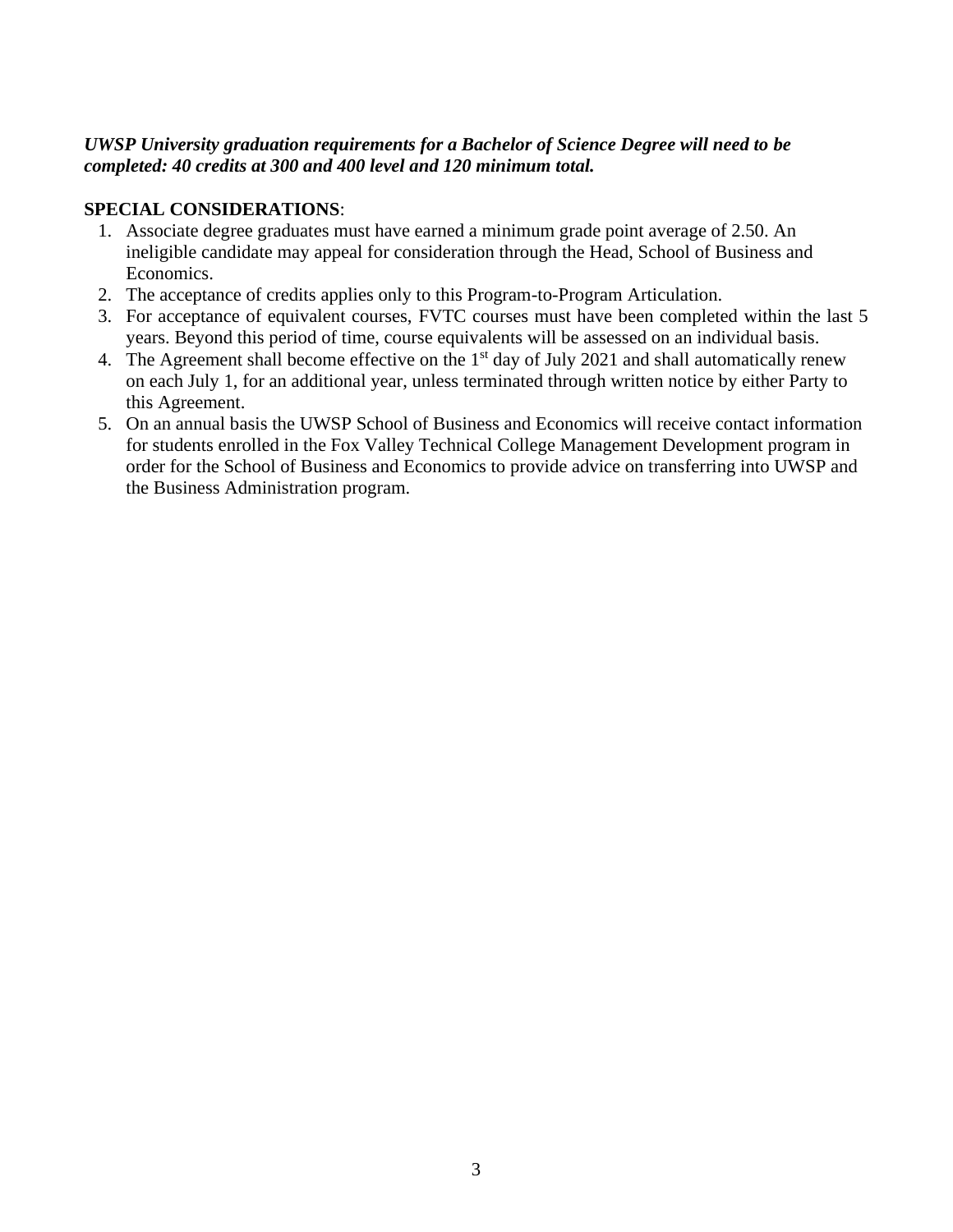***UWSP University graduation requirements for a Bachelor of Science Degree will need to be completed: 40 credits at 300 and 400 level and 120 minimum total.***

**SPECIAL CONSIDERATIONS**:

1. Associate degree graduates must have earned a minimum grade point average of 2.50. An ineligible candidate may appeal for consideration through the Head, School of Business and Economics.
2. The acceptance of credits applies only to this Program-to-Program Articulation.
3. For acceptance of equivalent courses, FVTC courses must have been completed within the last 5 years. Beyond this period of time, course equivalents will be assessed on an individual basis.
4. The Agreement shall become effective on the 1st day of July 2021 and shall automatically renew on each July 1, for an additional year, unless terminated through written notice by either Party to this Agreement.
5. On an annual basis the UWSP School of Business and Economics will receive contact information for students enrolled in the Fox Valley Technical College Management Development program in order for the School of Business and Economics to provide advice on transferring into UWSP and the Business Administration program.